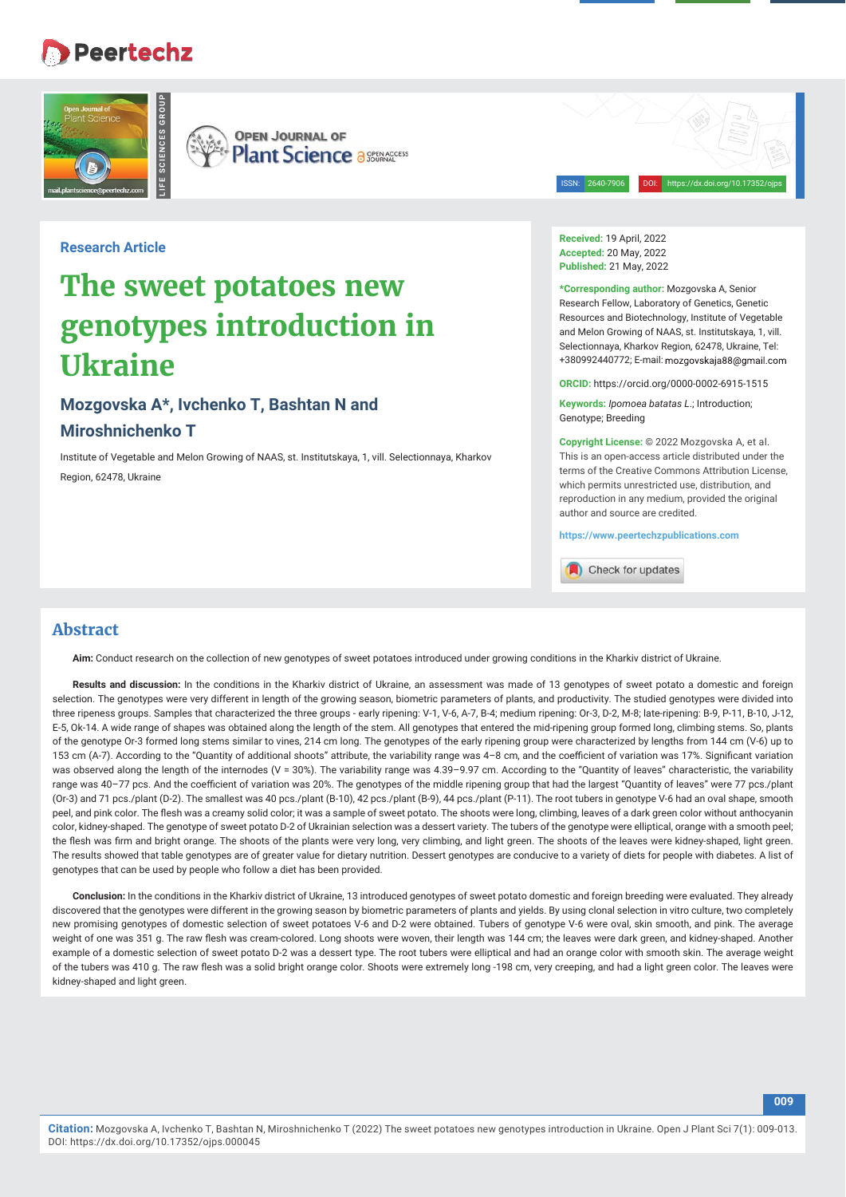Research Article

# The sweet potatoes new genotypes introduction in Ukraine

## Mozgovska A*, Ivchenko T, Bashtan N and Miroshnichenko T

Institute of Vegetable and Melon Growing of NAAS, st. Institutskaya, 1, vill. Selectionnaya, Kharkov Region, 62478, Ukraine

**Received:** 19 April, 2022
**Accepted:** 20 May, 2022
**Published:** 21 May, 2022

***Corresponding author:** Mozgovska A, Senior Research Fellow, Laboratory of Genetics, Genetic Resources and Biotechnology, Institute of Vegetable and Melon Growing of NAAS, st. Institutskaya, 1, vill. Selectionnaya, Kharkov Region, 62478, Ukraine, Tel: +380992440772; E-mail: mozgovskaja88@gmail.com

**ORCID:** https://orcid.org/0000-0002-6915-1515

**Keywords:** *Ipomoea batatas L.*; Introduction; Genotype; Breeding

**Copyright License:** © 2022 Mozgovska A, et al. This is an open-access article distributed under the terms of the Creative Commons Attribution License, which permits unrestricted use, distribution, and reproduction in any medium, provided the original author and source are credited.

https://www.peertechzpublications.com

## Abstract

**Aim:** Conduct research on the collection of new genotypes of sweet potatoes introduced under growing conditions in the Kharkiv district of Ukraine.

**Results and discussion:** In the conditions in the Kharkiv district of Ukraine, an assessment was made of 13 genotypes of sweet potato a domestic and foreign selection. The genotypes were very different in length of the growing season, biometric parameters of plants, and productivity. The studied genotypes were divided into three ripeness groups. Samples that characterized the three groups - early ripening: V-1, V-6, A-7, B-4; medium ripening: Or-3, D-2, M-8; late-ripening: B-9, P-11, B-10, J-12, E-5, Ok-14. A wide range of shapes was obtained along the length of the stem. All genotypes that entered the mid-ripening group formed long, climbing stems. So, plants of the genotype Or-3 formed long stems similar to vines, 214 cm long. The genotypes of the early ripening group were characterized by lengths from 144 cm (V-6) up to 153 cm (A-7). According to the "Quantity of additional shoots" attribute, the variability range was 4–8 cm, and the coefficient of variation was 17%. Significant variation was observed along the length of the internodes (V = 30%). The variability range was 4.39–9.97 cm. According to the "Quantity of leaves" characteristic, the variability range was 40–77 pcs. And the coefficient of variation was 20%. The genotypes of the middle ripening group that had the largest "Quantity of leaves" were 77 pcs./plant (Or-3) and 71 pcs./plant (D-2). The smallest was 40 pcs./plant (B-10), 42 pcs./plant (B-9), 44 pcs./plant (P-11). The root tubers in genotype V-6 had an oval shape, smooth peel, and pink color. The flesh was a creamy solid color; it was a sample of sweet potato. The shoots were long, climbing, leaves of a dark green color without anthocyanin color, kidney-shaped. The genotype of sweet potato D-2 of Ukrainian selection was a dessert variety. The tubers of the genotype were elliptical, orange with a smooth peel; the flesh was firm and bright orange. The shoots of the plants were very long, very climbing, and light green. The shoots of the leaves were kidney-shaped, light green. The results showed that table genotypes are of greater value for dietary nutrition. Dessert genotypes are conducive to a variety of diets for people with diabetes. A list of genotypes that can be used by people who follow a diet has been provided.

**Conclusion:** In the conditions in the Kharkiv district of Ukraine, 13 introduced genotypes of sweet potato domestic and foreign breeding were evaluated. They already discovered that the genotypes were different in the growing season by biometric parameters of plants and yields. By using clonal selection in vitro culture, two completely new promising genotypes of domestic selection of sweet potatoes V-6 and D-2 were obtained. Tubers of genotype V-6 were oval, skin smooth, and pink. The average weight of one was 351 g. The raw flesh was cream-colored. Long shoots were woven, their length was 144 cm; the leaves were dark green, and kidney-shaped. Another example of a domestic selection of sweet potato D-2 was a dessert type. The root tubers were elliptical and had an orange color with smooth skin. The average weight of the tubers was 410 g. The raw flesh was a solid bright orange color. Shoots were extremely long -198 cm, very creeping, and had a light green color. The leaves were kidney-shaped and light green.

**Citation:** Mozgovska A, Ivchenko T, Bashtan N, Miroshnichenko T (2022) The sweet potatoes new genotypes introduction in Ukraine. Open J Plant Sci 7(1): 009-013. DOI: https://dx.doi.org/10.17352/ojps.000045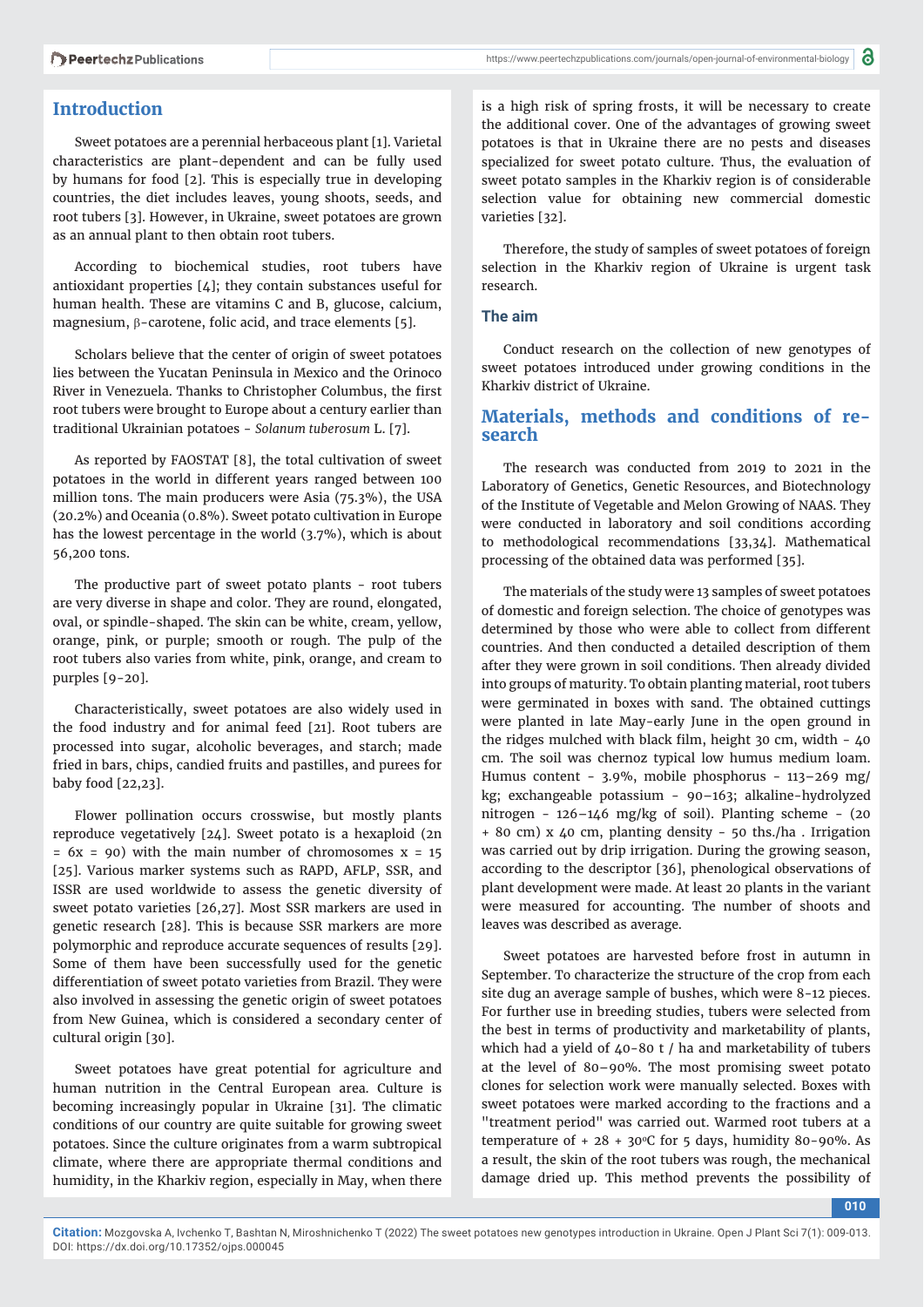## Introduction

Sweet potatoes are a perennial herbaceous plant [1]. Varietal characteristics are plant-dependent and can be fully used by humans for food [2]. This is especially true in developing countries, the diet includes leaves, young shoots, seeds, and root tubers [3]. However, in Ukraine, sweet potatoes are grown as an annual plant to then obtain root tubers.

According to biochemical studies, root tubers have antioxidant properties [4]; they contain substances useful for human health. These are vitamins C and B, glucose, calcium, magnesium, β-carotene, folic acid, and trace elements [5].

Scholars believe that the center of origin of sweet potatoes lies between the Yucatan Peninsula in Mexico and the Orinoco River in Venezuela. Thanks to Christopher Columbus, the first root tubers were brought to Europe about a century earlier than traditional Ukrainian potatoes - *Solanum tuberosum* L. [7].

As reported by FAOSTAT [8], the total cultivation of sweet potatoes in the world in different years ranged between 100 million tons. The main producers were Asia (75.3%), the USA (20.2%) and Oceania (0.8%). Sweet potato cultivation in Europe has the lowest percentage in the world (3.7%), which is about 56,200 tons.

The productive part of sweet potato plants - root tubers are very diverse in shape and color. They are round, elongated, oval, or spindle-shaped. The skin can be white, cream, yellow, orange, pink, or purple; smooth or rough. The pulp of the root tubers also varies from white, pink, orange, and cream to purples [9-20].

Characteristically, sweet potatoes are also widely used in the food industry and for animal feed [21]. Root tubers are processed into sugar, alcoholic beverages, and starch; made fried in bars, chips, candied fruits and pastilles, and purees for baby food [22,23].

Flower pollination occurs crosswise, but mostly plants reproduce vegetatively [24]. Sweet potato is a hexaploid ($2n = 6x = 90$) with the main number of chromosomes $x = 15$ [25]. Various marker systems such as RAPD, AFLP, SSR, and ISSR are used worldwide to assess the genetic diversity of sweet potato varieties [26,27]. Most SSR markers are used in genetic research [28]. This is because SSR markers are more polymorphic and reproduce accurate sequences of results [29]. Some of them have been successfully used for the genetic differentiation of sweet potato varieties from Brazil. They were also involved in assessing the genetic origin of sweet potatoes from New Guinea, which is considered a secondary center of cultural origin [30].

Sweet potatoes have great potential for agriculture and human nutrition in the Central European area. Culture is becoming increasingly popular in Ukraine [31]. The climatic conditions of our country are quite suitable for growing sweet potatoes. Since the culture originates from a warm subtropical climate, where there are appropriate thermal conditions and humidity, in the Kharkiv region, especially in May, when there is a high risk of spring frosts, it will be necessary to create the additional cover. One of the advantages of growing sweet potatoes is that in Ukraine there are no pests and diseases specialized for sweet potato culture. Thus, the evaluation of sweet potato samples in the Kharkiv region is of considerable selection value for obtaining new commercial domestic varieties [32].

Therefore, the study of samples of sweet potatoes of foreign selection in the Kharkiv region of Ukraine is urgent task research.

### The aim

Conduct research on the collection of new genotypes of sweet potatoes introduced under growing conditions in the Kharkiv district of Ukraine.

## Materials, methods and conditions of research

The research was conducted from 2019 to 2021 in the Laboratory of Genetics, Genetic Resources, and Biotechnology of the Institute of Vegetable and Melon Growing of NAAS. They were conducted in laboratory and soil conditions according to methodological recommendations [33,34]. Mathematical processing of the obtained data was performed [35].

The materials of the study were 13 samples of sweet potatoes of domestic and foreign selection. The choice of genotypes was determined by those who were able to collect from different countries. And then conducted a detailed description of them after they were grown in soil conditions. Then already divided into groups of maturity. To obtain planting material, root tubers were germinated in boxes with sand. The obtained cuttings were planted in late May-early June in the open ground in the ridges mulched with black film, height 30 cm, width - 40 cm. The soil was chernoz typical low humus medium loam. Humus content - 3.9%, mobile phosphorus - 113–269 mg/kg; exchangeable potassium - 90–163; alkaline-hydrolyzed nitrogen - 126–146 mg/kg of soil). Planting scheme - (20 + 80 cm) x 40 cm, planting density - 50 ths./ha . Irrigation was carried out by drip irrigation. During the growing season, according to the descriptor [36], phenological observations of plant development were made. At least 20 plants in the variant were measured for accounting. The number of shoots and leaves was described as average.

Sweet potatoes are harvested before frost in autumn in September. To characterize the structure of the crop from each site dug an average sample of bushes, which were 8-12 pieces. For further use in breeding studies, tubers were selected from the best in terms of productivity and marketability of plants, which had a yield of 40-80 t / ha and marketability of tubers at the level of 80–90%. The most promising sweet potato clones for selection work were manually selected. Boxes with sweet potatoes were marked according to the fractions and a "treatment period" was carried out. Warmed root tubers at a temperature of + 28 + 30°C for 5 days, humidity 80-90%. As a result, the skin of the root tubers was rough, the mechanical damage dried up. This method prevents the possibility of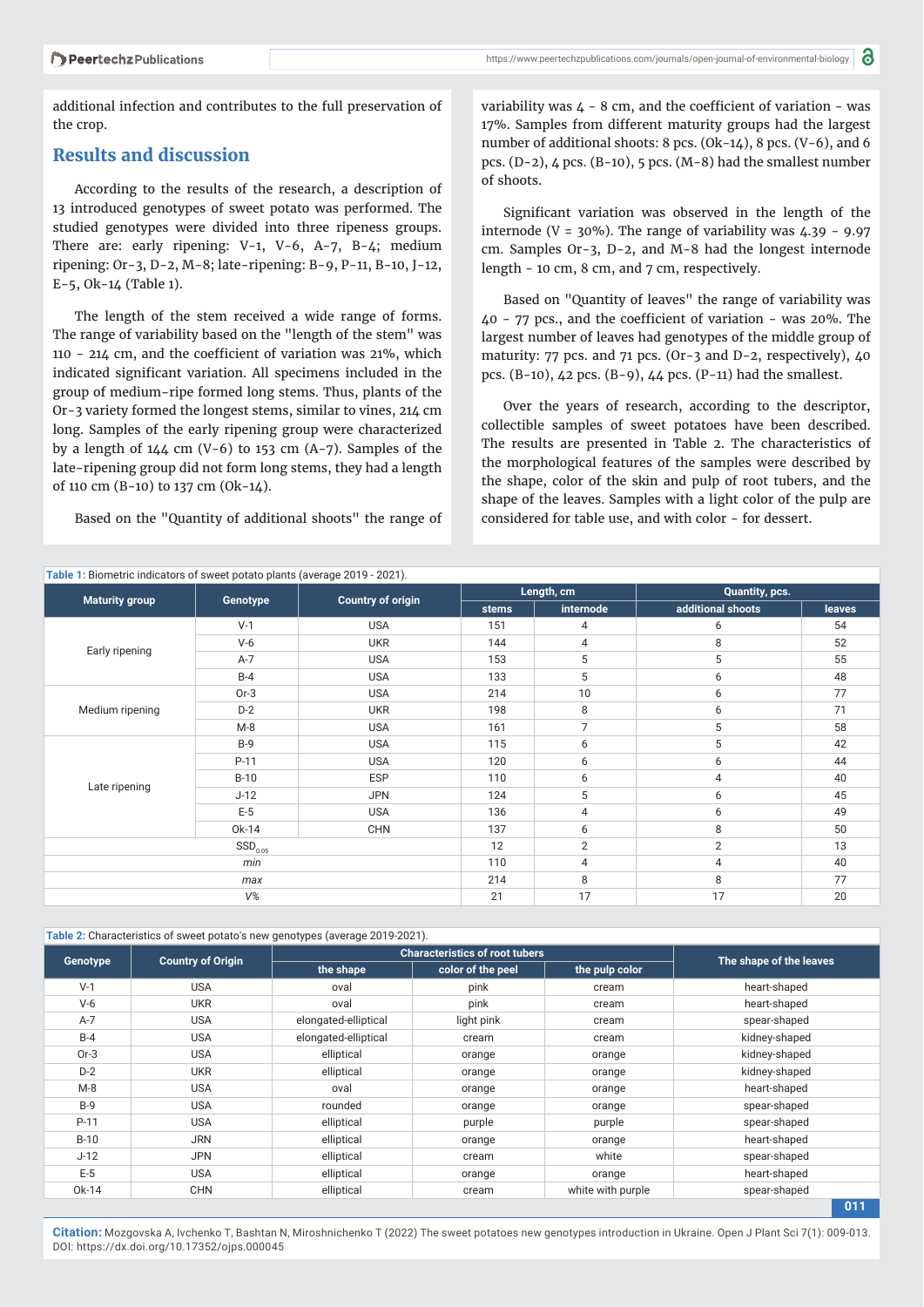additional infection and contributes to the full preservation of the crop.

## Results and discussion

According to the results of the research, a description of 13 introduced genotypes of sweet potato was performed. The studied genotypes were divided into three ripeness groups. There are: early ripening: V-1, V-6, A-7, B-4; medium ripening: Or-3, D-2, M-8; late-ripening: B-9, P-11, B-10, J-12, E-5, Ok-14 (Table 1).

The length of the stem received a wide range of forms. The range of variability based on the "length of the stem" was 110 - 214 cm, and the coefficient of variation was 21%, which indicated significant variation. All specimens included in the group of medium-ripe formed long stems. Thus, plants of the Or-3 variety formed the longest stems, similar to vines, 214 cm long. Samples of the early ripening group were characterized by a length of 144 cm (V-6) to 153 cm (A-7). Samples of the late-ripening group did not form long stems, they had a length of 110 cm (B-10) to 137 cm (Ok-14).

Based on the "Quantity of additional shoots" the range of variability was 4 - 8 cm, and the coefficient of variation - was 17%. Samples from different maturity groups had the largest number of additional shoots: 8 pcs. (Ok-14), 8 pcs. (V-6), and 6 pcs. (D-2), 4 pcs. (B-10), 5 pcs. (M-8) had the smallest number of shoots.

Significant variation was observed in the length of the internode (V = 30%). The range of variability was 4.39 - 9.97 cm. Samples Or-3, D-2, and M-8 had the longest internode length - 10 cm, 8 cm, and 7 cm, respectively.

Based on "Quantity of leaves" the range of variability was 40 - 77 pcs., and the coefficient of variation - was 20%. The largest number of leaves had genotypes of the middle group of maturity: 77 pcs. and 71 pcs. (Or-3 and D-2, respectively), 40 pcs. (B-10), 42 pcs. (B-9), 44 pcs. (P-11) had the smallest.

Over the years of research, according to the descriptor, collectible samples of sweet potatoes have been described. The results are presented in Table 2. The characteristics of the morphological features of the samples were described by the shape, color of the skin and pulp of root tubers, and the shape of the leaves. Samples with a light color of the pulp are considered for table use, and with color - for dessert.

**Table 1:** Biometric indicators of sweet potato plants (average 2019 - 2021).

| Maturity group | Genotype | Country of origin | Length, cm | | Quantity, pcs. | |
|---|---|---|---|---|---|---|
| | | | stems | internode | additional shoots | leaves |
| Early ripening | V-1 | USA | 151 | 4 | 6 | 54 |
| | V-6 | UKR | 144 | 4 | 8 | 52 |
| | A-7 | USA | 153 | 5 | 5 | 55 |
| | B-4 | USA | 133 | 5 | 6 | 48 |
| Medium ripening | Or-3 | USA | 214 | 10 | 6 | 77 |
| | D-2 | UKR | 198 | 8 | 6 | 71 |
| | M-8 | USA | 161 | 7 | 5 | 58 |
| Late ripening | B-9 | USA | 115 | 6 | 5 | 42 |
| | P-11 | USA | 120 | 6 | 6 | 44 |
| | B-10 | ESP | 110 | 6 | 4 | 40 |
| | J-12 | JPN | 124 | 5 | 6 | 45 |
| | E-5 | USA | 136 | 4 | 6 | 49 |
| | Ok-14 | CHN | 137 | 6 | 8 | 50 |
| $SSD_{0.05}$ | | | 12 | 2 | 2 | 13 |
| *min* | | | 110 | 4 | 4 | 40 |
| *max* | | | 214 | 8 | 8 | 77 |
| *V%* | | | 21 | 17 | 17 | 20 |

**Table 2:** Characteristics of sweet potato's new genotypes (average 2019-2021).

| Genotype | Country of Origin | Characteristics of root tubers | | | The shape of the leaves |
|---|---|---|---|---|---|
| | | the shape | color of the peel | the pulp color | |
| V-1 | USA | oval | pink | cream | heart-shaped |
| V-6 | UKR | oval | pink | cream | heart-shaped |
| A-7 | USA | elongated-elliptical | light pink | cream | spear-shaped |
| B-4 | USA | elongated-elliptical | cream | cream | kidney-shaped |
| Or-3 | USA | elliptical | orange | orange | kidney-shaped |
| D-2 | UKR | elliptical | orange | orange | kidney-shaped |
| M-8 | USA | oval | orange | orange | heart-shaped |
| B-9 | USA | rounded | orange | orange | spear-shaped |
| P-11 | USA | elliptical | purple | purple | spear-shaped |
| B-10 | JRN | elliptical | orange | orange | heart-shaped |
| J-12 | JPN | elliptical | cream | white | spear-shaped |
| E-5 | USA | elliptical | orange | orange | heart-shaped |
| Ok-14 | CHN | elliptical | cream | white with purple | spear-shaped |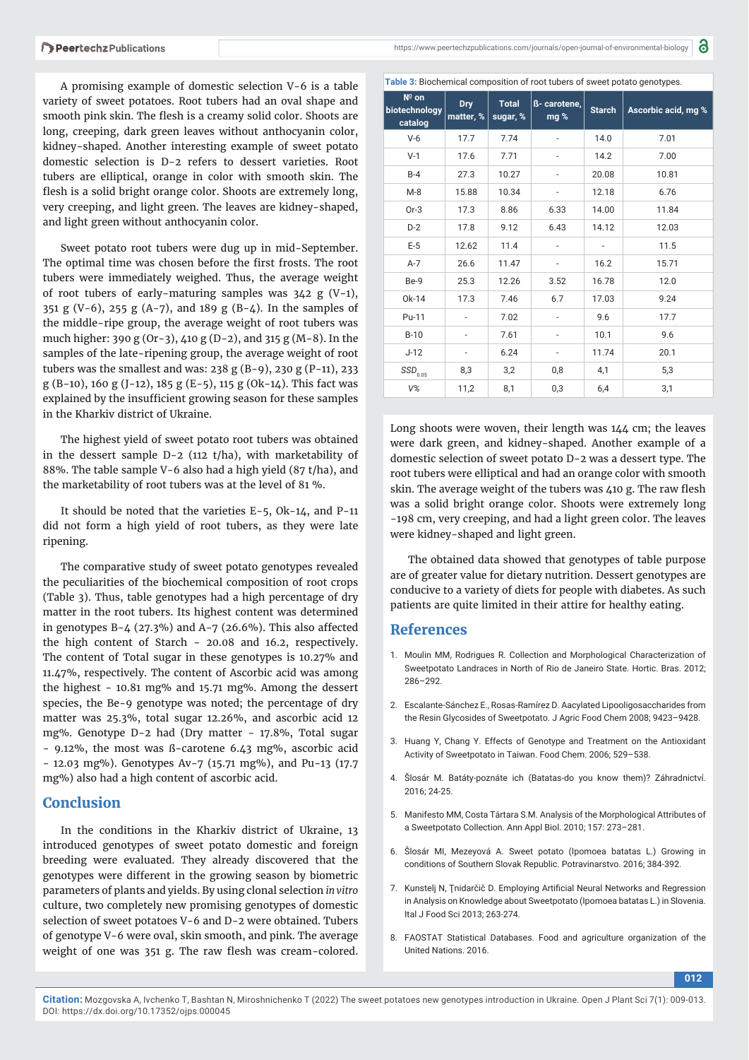A promising example of domestic selection V-6 is a table variety of sweet potatoes. Root tubers had an oval shape and smooth pink skin. The flesh is a creamy solid color. Shoots are long, creeping, dark green leaves without anthocyanin color, kidney-shaped. Another interesting example of sweet potato domestic selection is D-2 refers to dessert varieties. Root tubers are elliptical, orange in color with smooth skin. The flesh is a solid bright orange color. Shoots are extremely long, very creeping, and light green. The leaves are kidney-shaped, and light green without anthocyanin color.

Sweet potato root tubers were dug up in mid-September. The optimal time was chosen before the first frosts. The root tubers were immediately weighed. Thus, the average weight of root tubers of early-maturing samples was 342 g (V-1), 351 g (V-6), 255 g (A-7), and 189 g (B-4). In the samples of the middle-ripe group, the average weight of root tubers was much higher: 390 g (Or-3), 410 g (D-2), and 315 g (M-8). In the samples of the late-ripening group, the average weight of root tubers was the smallest and was: 238 g (B-9), 230 g (P-11), 233 g (B-10), 160 g (J-12), 185 g (E-5), 115 g (Ok-14). This fact was explained by the insufficient growing season for these samples in the Kharkiv district of Ukraine.

The highest yield of sweet potato root tubers was obtained in the dessert sample D-2 (112 t/ha), with marketability of 88%. The table sample V-6 also had a high yield (87 t/ha), and the marketability of root tubers was at the level of 81 %.

It should be noted that the varieties E-5, Ok-14, and P-11 did not form a high yield of root tubers, as they were late ripening.

The comparative study of sweet potato genotypes revealed the peculiarities of the biochemical composition of root crops (Table 3). Thus, table genotypes had a high percentage of dry matter in the root tubers. Its highest content was determined in genotypes B-4 (27.3%) and A-7 (26.6%). This also affected the high content of Starch - 20.08 and 16.2, respectively. The content of Total sugar in these genotypes is 10.27% and 11.47%, respectively. The content of Ascorbic acid was among the highest - 10.81 mg% and 15.71 mg%. Among the dessert species, the Be-9 genotype was noted; the percentage of dry matter was 25.3%, total sugar 12.26%, and ascorbic acid 12 mg%. Genotype D-2 had (Dry matter - 17.8%, Total sugar - 9.12%, the most was ß-carotene 6.43 mg%, ascorbic acid - 12.03 mg%). Genotypes Av-7 (15.71 mg%), and Pu-13 (17.7 mg%) also had a high content of ascorbic acid.

**Table 3:** Biochemical composition of root tubers of sweet potato genotypes.

| № on biotechnology catalog | Dry matter, % | Total sugar, % | ß- carotene, mg % | Starch | Ascorbic acid, mg % |
|---|---|---|---|---|---|
| V-6 | 17.7 | 7.74 | - | 14.0 | 7.01 |
| V-1 | 17.6 | 7.71 | - | 14.2 | 7.00 |
| B-4 | 27.3 | 10.27 | - | 20.08 | 10.81 |
| M-8 | 15.88 | 10.34 | - | 12.18 | 6.76 |
| Or-3 | 17.3 | 8.86 | 6.33 | 14.00 | 11.84 |
| D-2 | 17.8 | 9.12 | 6.43 | 14.12 | 12.03 |
| E-5 | 12.62 | 11.4 | - | - | 11.5 |
| A-7 | 26.6 | 11.47 | - | 16.2 | 15.71 |
| Be-9 | 25.3 | 12.26 | 3.52 | 16.78 | 12.0 |
| Ok-14 | 17.3 | 7.46 | 6.7 | 17.03 | 9.24 |
| Pu-11 | - | 7.02 | - | 9.6 | 17.7 |
| B-10 | - | 7.61 | - | 10.1 | 9.6 |
| J-12 | - | 6.24 | - | 11.74 | 20.1 |
| *SSD*$_{0.05}$ | 8,3 | 3,2 | 0,8 | 4,1 | 5,3 |
| *V%* | 11,2 | 8,1 | 0,3 | 6,4 | 3,1 |

## Conclusion

In the conditions in the Kharkiv district of Ukraine, 13 introduced genotypes of sweet potato domestic and foreign breeding were evaluated. They already discovered that the genotypes were different in the growing season by biometric parameters of plants and yields. By using clonal selection *in vitro* culture, two completely new promising genotypes of domestic selection of sweet potatoes V-6 and D-2 were obtained. Tubers of genotype V-6 were oval, skin smooth, and pink. The average weight of one was 351 g. The raw flesh was cream-colored. Long shoots were woven, their length was 144 cm; the leaves were dark green, and kidney-shaped. Another example of a domestic selection of sweet potato D-2 was a dessert type. The root tubers were elliptical and had an orange color with smooth skin. The average weight of the tubers was 410 g. The raw flesh was a solid bright orange color. Shoots were extremely long -198 cm, very creeping, and had a light green color. The leaves were kidney-shaped and light green.

The obtained data showed that genotypes of table purpose are of greater value for dietary nutrition. Dessert genotypes are conducive to a variety of diets for people with diabetes. As such patients are quite limited in their attire for healthy eating.

## References

1. Moulin MM, Rodrigues R. Collection and Morphological Characterization of Sweetpotato Landraces in North of Rio de Janeiro State. Hortic. Bras. 2012; 286–292.
2. Escalante-Sánchez E., Rosas-Ramírez D. Aacylated Lipooligosaccharides from the Resin Glycosides of Sweetpotato. J Agric Food Chem 2008; 9423–9428.
3. Huang Y, Chang Y. Effects of Genotype and Treatment on the Antioxidant Activity of Sweetpotato in Taiwan. Food Chem. 2006; 529–538.
4. Šlosár M. Batáty-poznáte ich (Batatas-do you know them)? Záhradnictví. 2016; 24-25.
5. Manifesto MM, Costa Tártara S.M. Analysis of the Morphological Attributes of a Sweetpotato Collection. Ann Appl Biol. 2010; 157: 273–281.
6. Šlosár MI, Mezeyová A. Sweet potato (Ipomoea batatas L.) Growing in conditions of Southern Slovak Republic. Potravinarstvo. 2016; 384-392.
7. Kunstelj N, Țnidarčič D. Employing Artificial Neural Networks and Regression in Analysis on Knowledge about Sweetpotato (Ipomoea batatas L.) in Slovenia. Ital J Food Sci 2013; 263-274.
8. FAOSTAT Statistical Databases. Food and agriculture organization of the United Nations. 2016.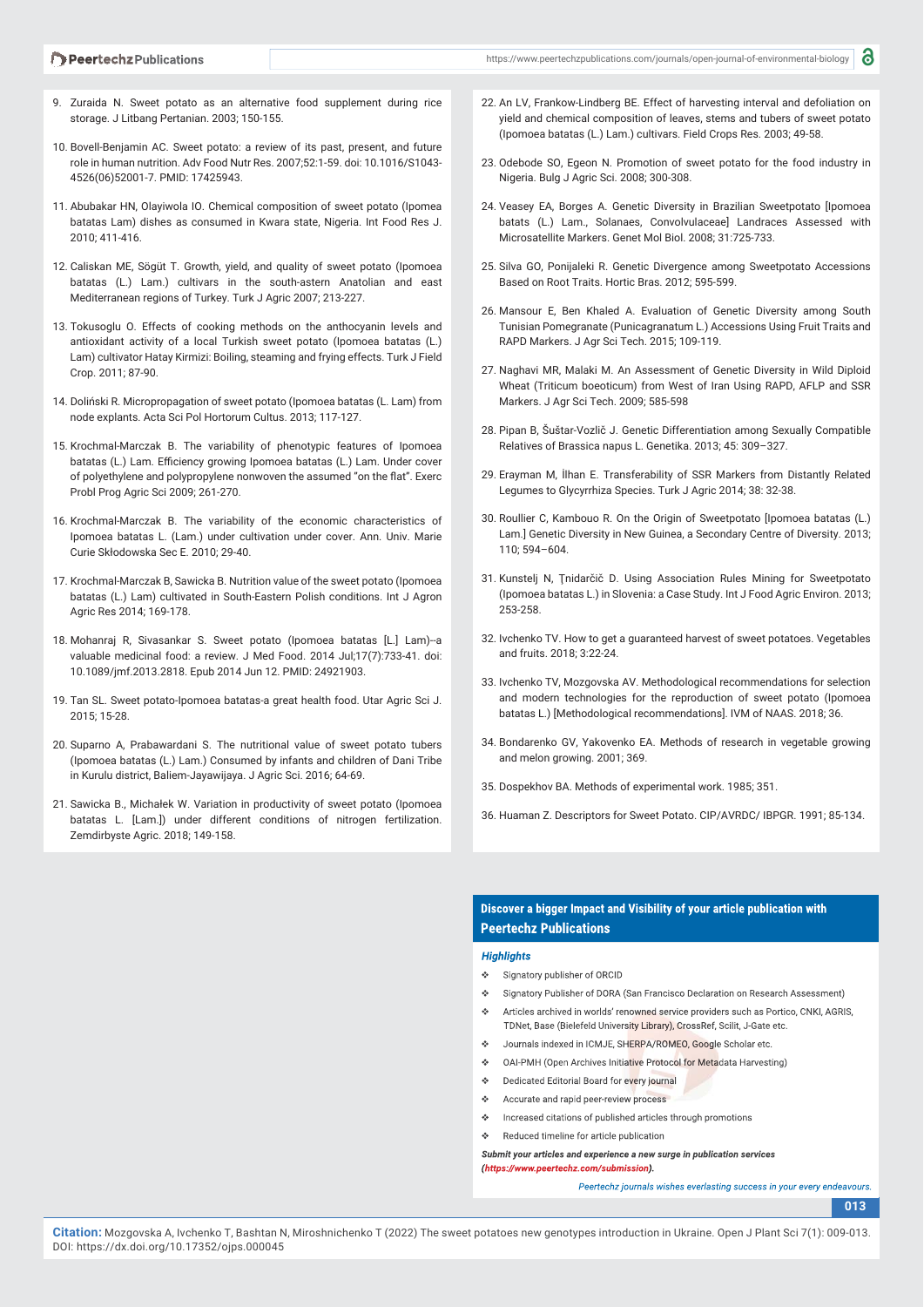9. Zuraida N. Sweet potato as an alternative food supplement during rice storage. J Litbang Pertanian. 2003; 150-155.

10. Bovell-Benjamin AC. Sweet potato: a review of its past, present, and future role in human nutrition. Adv Food Nutr Res. 2007;52:1-59. doi: 10.1016/S1043-4526(06)52001-7. PMID: 17425943.

11. Abubakar HN, Olayiwola IO. Chemical composition of sweet potato (Ipomea batatas Lam) dishes as consumed in Kwara state, Nigeria. Int Food Res J. 2010; 411-416.

12. Caliskan ME, Sögüt T. Growth, yield, and quality of sweet potato (Ipomoea batatas (L.) Lam.) cultivars in the south-astern Anatolian and east Mediterranean regions of Turkey. Turk J Agric 2007; 213-227.

13. Tokusoglu O. Effects of cooking methods on the anthocyanin levels and antioxidant activity of a local Turkish sweet potato (Ipomoea batatas (L.) Lam) cultivator Hatay Kirmizi: Boiling, steaming and frying effects. Turk J Field Crop. 2011; 87-90.

14. Doliński R. Micropropagation of sweet potato (Ipomoea batatas (L. Lam) from node explants. Acta Sci Pol Hortorum Cultus. 2013; 117-127.

15. Krochmal-Marczak B. The variability of phenotypic features of Ipomoea batatas (L.) Lam. Efficiency growing Ipomoea batatas (L.) Lam. Under cover of polyethylene and polypropylene nonwoven the assumed "on the flat". Exerc Probl Prog Agric Sci 2009; 261-270.

16. Krochmal-Marczak B. The variability of the economic characteristics of Ipomoea batatas L. (Lam.) under cultivation under cover. Ann. Univ. Marie Curie Skłodowska Sec E. 2010; 29-40.

17. Krochmal-Marczak B, Sawicka B. Nutrition value of the sweet potato (Ipomoea batatas (L.) Lam) cultivated in South-Eastern Polish conditions. Int J Agron Agric Res 2014; 169-178.

18. Mohanraj R, Sivasankar S. Sweet potato (Ipomoea batatas [L.] Lam)--a valuable medicinal food: a review. J Med Food. 2014 Jul;17(7):733-41. doi: 10.1089/jmf.2013.2818. Epub 2014 Jun 12. PMID: 24921903.

19. Tan SL. Sweet potato-Ipomoea batatas-a great health food. Utar Agric Sci J. 2015; 15-28.

20. Suparno A, Prabawardani S. The nutritional value of sweet potato tubers (Ipomoea batatas (L.) Lam.) Consumed by infants and children of Dani Tribe in Kurulu district, Baliem-Jayawijaya. J Agric Sci. 2016; 64-69.

21. Sawicka B., Michałek W. Variation in productivity of sweet potato (Ipomoea batatas L. [Lam.]) under different conditions of nitrogen fertilization. Zemdirbyste Agric. 2018; 149-158.

22. An LV, Frankow-Lindberg BE. Effect of harvesting interval and defoliation on yield and chemical composition of leaves, stems and tubers of sweet potato (Ipomoea batatas (L.) Lam.) cultivars. Field Crops Res. 2003; 49-58.

23. Odebode SO, Egeon N. Promotion of sweet potato for the food industry in Nigeria. Bulg J Agric Sci. 2008; 300-308.

24. Veasey EA, Borges A. Genetic Diversity in Brazilian Sweetpotato [Ipomoea batats (L.) Lam., Solanaes, Convolvulaceae] Landraces Assessed with Microsatellite Markers. Genet Mol Biol. 2008; 31:725-733.

25. Silva GO, Ponijaleki R. Genetic Divergence among Sweetpotato Accessions Based on Root Traits. Hortic Bras. 2012; 595-599.

26. Mansour E, Ben Khaled A. Evaluation of Genetic Diversity among South Tunisian Pomegranate (Punicagranatum L.) Accessions Using Fruit Traits and RAPD Markers. J Agr Sci Tech. 2015; 109-119.

27. Naghavi MR, Malaki M. An Assessment of Genetic Diversity in Wild Diploid Wheat (Triticum boeoticum) from West of Iran Using RAPD, AFLP and SSR Markers. J Agr Sci Tech. 2009; 585-598

28. Pipan B, Šuštar-Vozlič J. Genetic Differentiation among Sexually Compatible Relatives of Brassica napus L. Genetika. 2013; 45: 309–327.

29. Erayman M, İlhan E. Transferability of SSR Markers from Distantly Related Legumes to Glycyrrhiza Species. Turk J Agric 2014; 38: 32-38.

30. Roullier C, Kambouo R. On the Origin of Sweetpotato [Ipomoea batatas (L.) Lam.] Genetic Diversity in New Guinea, a Secondary Centre of Diversity. 2013; 110; 594–604.

31. Kunstelj N, Ţnidarčič D. Using Association Rules Mining for Sweetpotato (Ipomoea batatas L.) in Slovenia: a Case Study. Int J Food Agric Environ. 2013; 253-258.

32. Ivchenko TV. How to get a guaranteed harvest of sweet potatoes. Vegetables and fruits. 2018; 3:22-24.

33. Ivchenko TV, Mozgovska AV. Methodological recommendations for selection and modern technologies for the reproduction of sweet potato (Ipomoea batatas L.) [Methodological recommendations]. IVM of NAAS. 2018; 36.

34. Bondarenko GV, Yakovenko EA. Methods of research in vegetable growing and melon growing. 2001; 369.

35. Dospekhov BA. Methods of experimental work. 1985; 351.

36. Huaman Z. Descriptors for Sweet Potato. CIP/AVRDC/ IBPGR. 1991; 85-134.

**Discover a bigger Impact and Visibility of your article publication with Peertechz Publications**

***Highlights***

- Signatory publisher of ORCID
- Signatory Publisher of DORA (San Francisco Declaration on Research Assessment)
- Articles archived in worlds' renowned service providers such as Portico, CNKI, AGRIS, TDNet, Base (Bielefeld University Library), CrossRef, Scilit, J-Gate etc.
- Journals indexed in ICMJE, SHERPA/ROMEO, Google Scholar etc.
- OAI-PMH (Open Archives Initiative Protocol for Metadata Harvesting)
- Dedicated Editorial Board for every journal
- Accurate and rapid peer-review process
- Increased citations of published articles through promotions
- Reduced timeline for article publication

***Submit your articles and experience a new surge in publication services (https://www.peertechz.com/submission).***

*Peertechz journals wishes everlasting success in your every endeavours.*

**Citation:** Mozgovska A, Ivchenko T, Bashtan N, Miroshnichenko T (2022) The sweet potatoes new genotypes introduction in Ukraine. Open J Plant Sci 7(1): 009-013. DOI: https://dx.doi.org/10.17352/ojps.000045